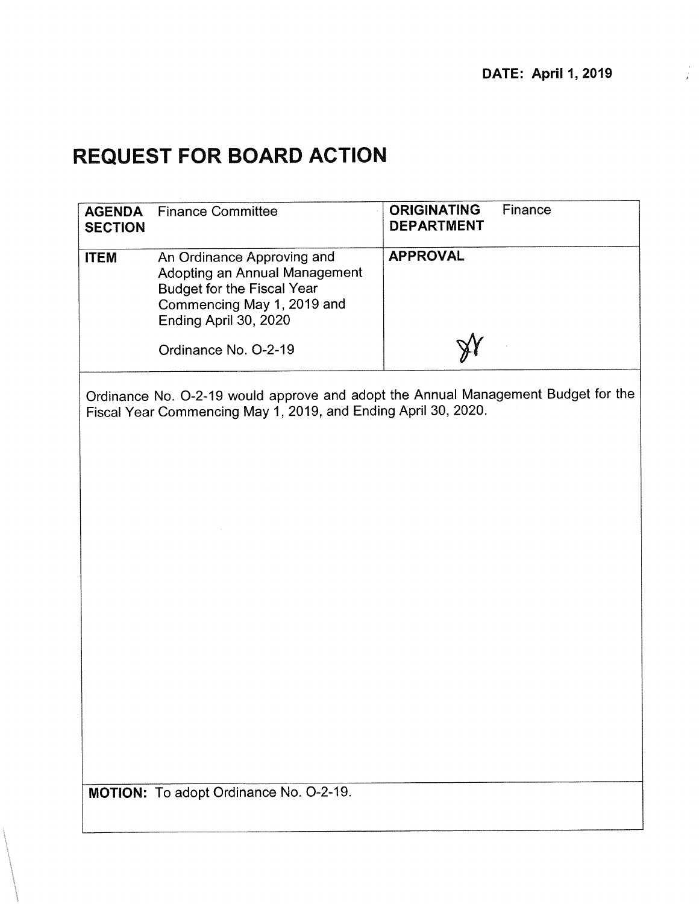**DATE: April 1, 2019**

# REQUEST FOR BOARD ACTION

| **AGENDA SECTION** | Finance Committee | **ORIGINATING DEPARTMENT** | Finance |
|---|---|---|---|
| **ITEM** | An Ordinance Approving and Adopting an Annual Management Budget for the Fiscal Year Commencing May 1, 2019 and Ending April 30, 2020<br><br>Ordinance No. O-2-19 | **APPROVAL** | |

Ordinance No. O-2-19 would approve and adopt the Annual Management Budget for the Fiscal Year Commencing May 1, 2019, and Ending April 30, 2020.

**MOTION:** To adopt Ordinance No. O-2-19.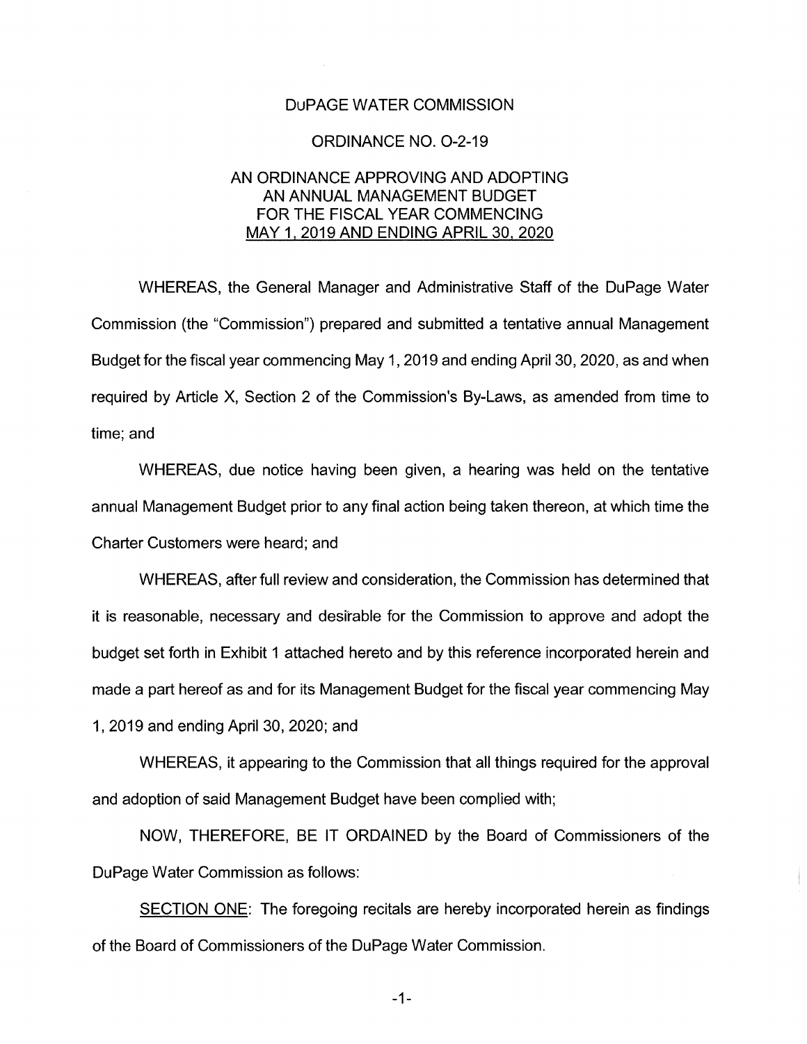DuPAGE WATER COMMISSION

ORDINANCE NO. O-2-19

AN ORDINANCE APPROVING AND ADOPTING AN ANNUAL MANAGEMENT BUDGET FOR THE FISCAL YEAR COMMENCING MAY 1, 2019 AND ENDING APRIL 30, 2020

WHEREAS, the General Manager and Administrative Staff of the DuPage Water Commission (the "Commission") prepared and submitted a tentative annual Management Budget for the fiscal year commencing May 1, 2019 and ending April 30, 2020, as and when required by Article X, Section 2 of the Commission's By-Laws, as amended from time to time; and

WHEREAS, due notice having been given, a hearing was held on the tentative annual Management Budget prior to any final action being taken thereon, at which time the Charter Customers were heard; and

WHEREAS, after full review and consideration, the Commission has determined that it is reasonable, necessary and desirable for the Commission to approve and adopt the budget set forth in Exhibit 1 attached hereto and by this reference incorporated herein and made a part hereof as and for its Management Budget for the fiscal year commencing May 1, 2019 and ending April 30, 2020; and

WHEREAS, it appearing to the Commission that all things required for the approval and adoption of said Management Budget have been complied with;

NOW, THEREFORE, BE IT ORDAINED by the Board of Commissioners of the DuPage Water Commission as follows:

SECTION ONE: The foregoing recitals are hereby incorporated herein as findings of the Board of Commissioners of the DuPage Water Commission.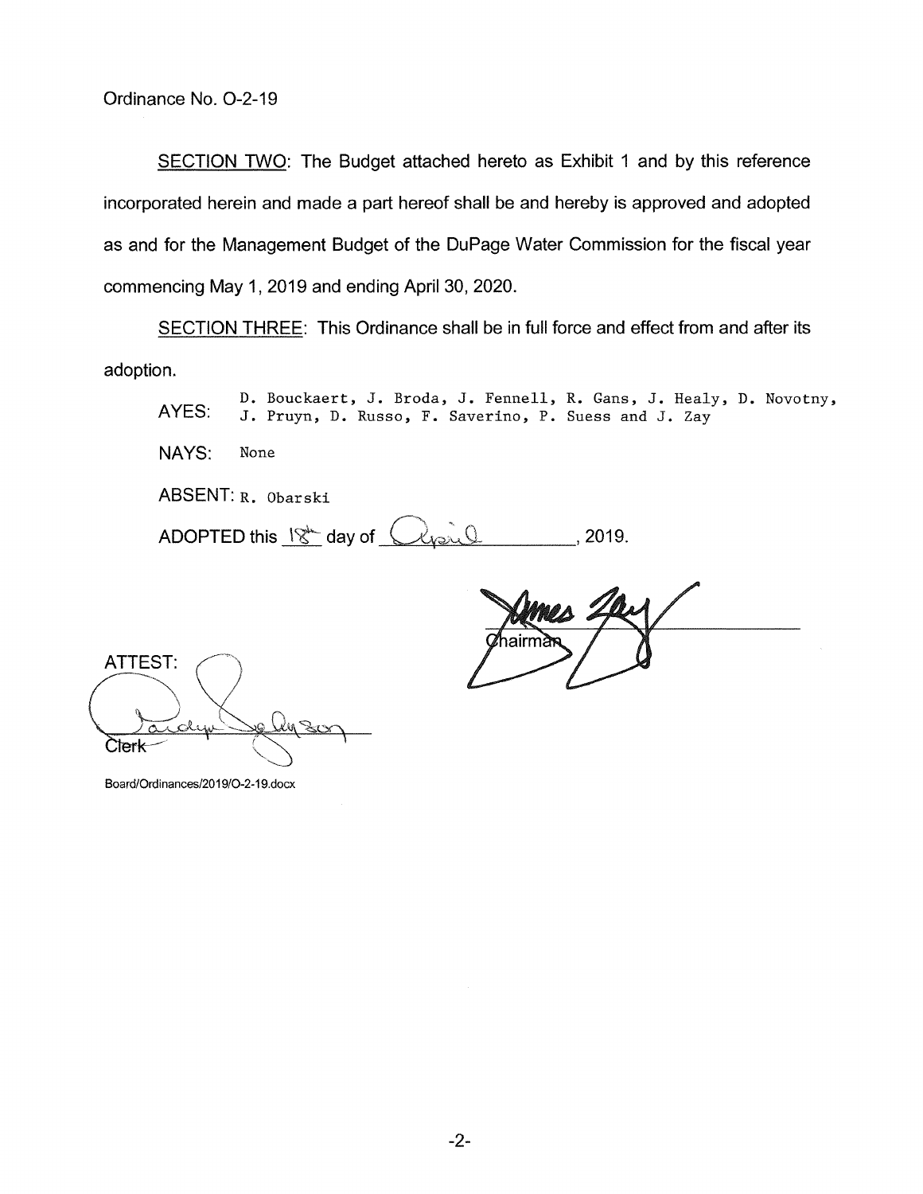Ordinance No. O-2-19

SECTION TWO: The Budget attached hereto as Exhibit 1 and by this reference incorporated herein and made a part hereof shall be and hereby is approved and adopted as and for the Management Budget of the DuPage Water Commission for the fiscal year commencing May 1, 2019 and ending April 30, 2020.

SECTION THREE: This Ordinance shall be in full force and effect from and after its adoption.

AYES: D. Bouckaert, J. Broda, J. Fennell, R. Gans, J. Healy, D. Novotny, J. Pruyn, D. Russo, F. Saverino, P. Suess and J. Zay

NAYS: None

ABSENT: R. Obarski

ADOPTED this 18th day of April, 2019.

James Zay
Chairman

ATTEST:

Clerk

Board/Ordinances/2019/O-2-19.docx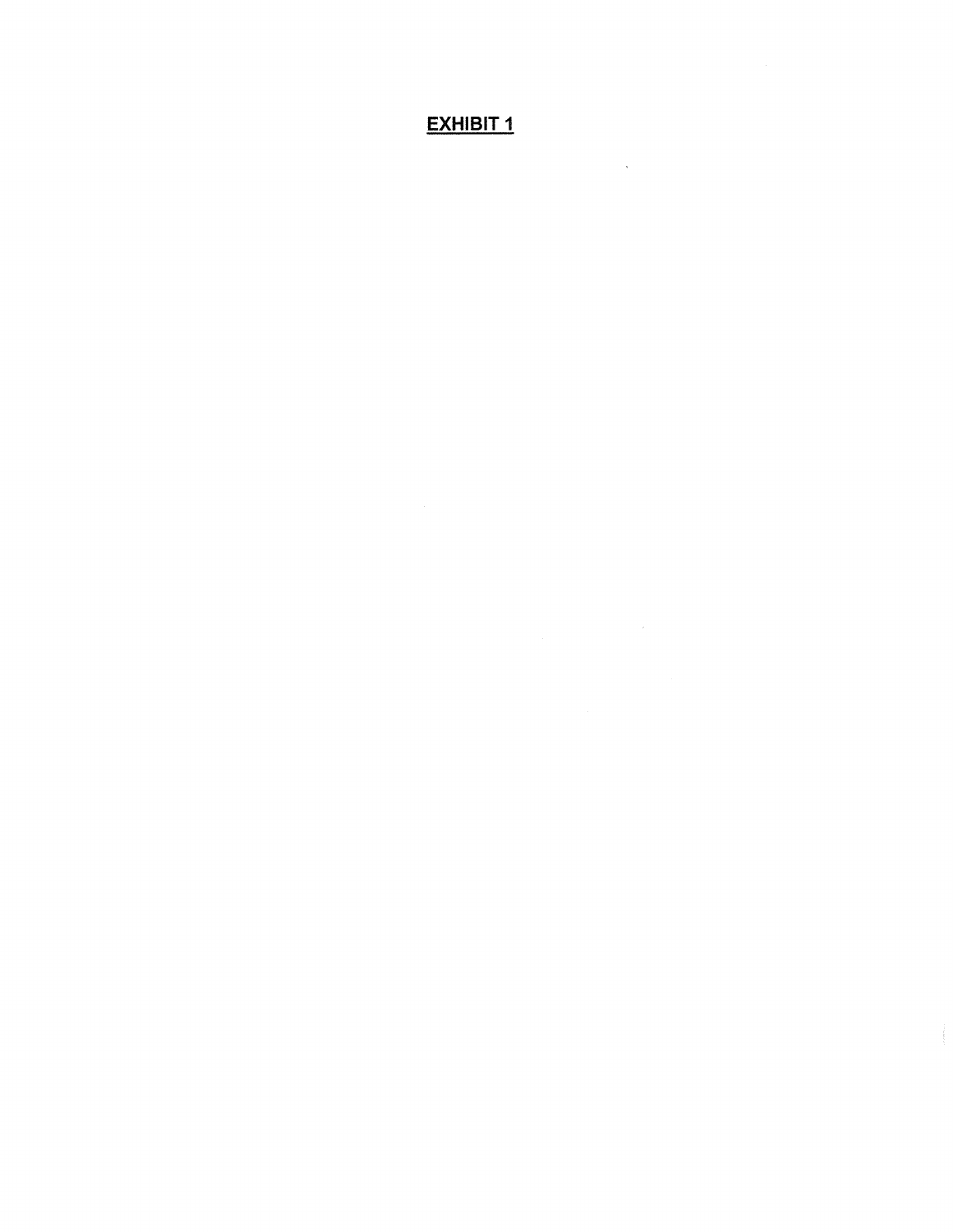# EXHIBIT 1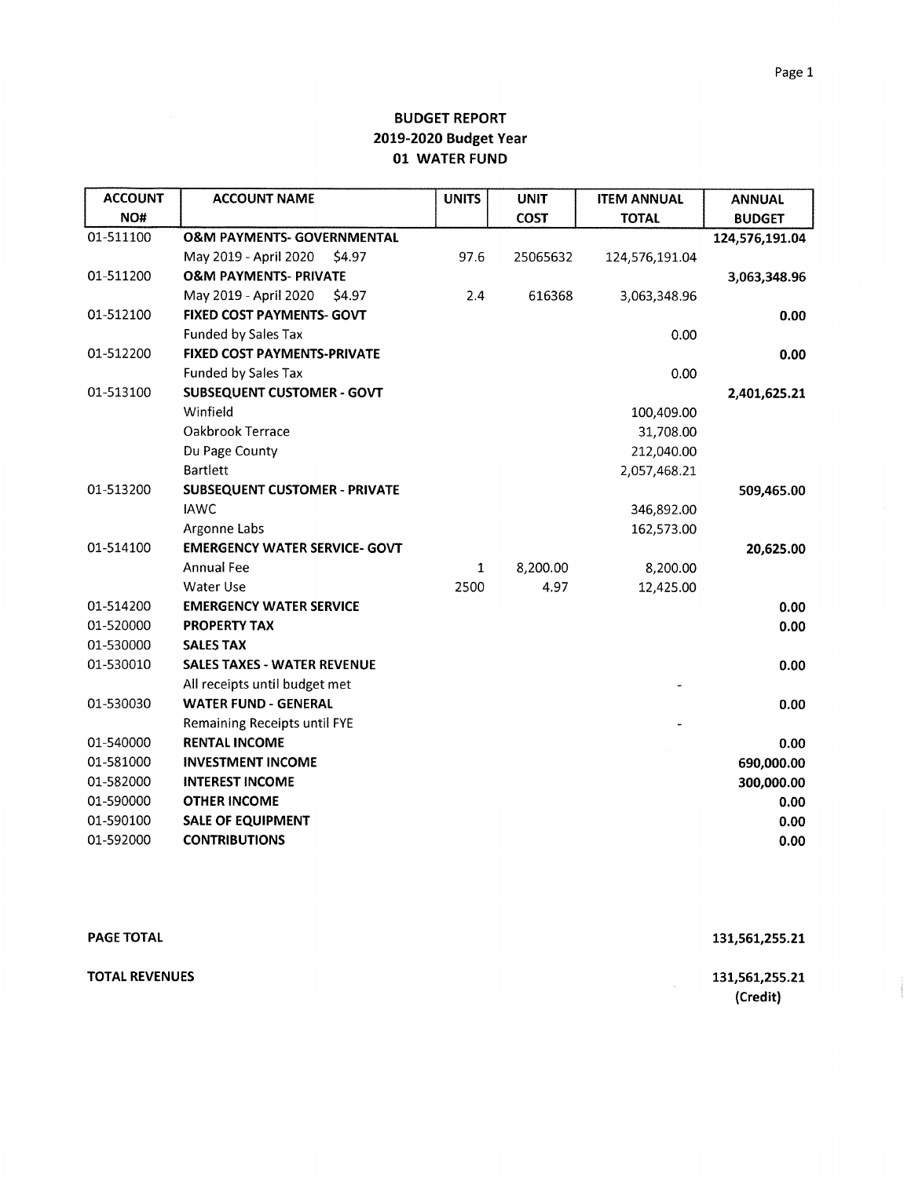## BUDGET REPORT
## 2019-2020 Budget Year
## 01 WATER FUND

| ACCOUNT NO# | ACCOUNT NAME | UNITS | UNIT COST | ITEM ANNUAL TOTAL | ANNUAL BUDGET |
|---|---|---|---|---|---|
| 01-511100 | **O&M PAYMENTS- GOVERNMENTAL** | | | | **124,576,191.04** |
| | May 2019 - April 2020 $4.97 | 97.6 | 25065632 | 124,576,191.04 | |
| 01-511200 | **O&M PAYMENTS- PRIVATE** | | | | **3,063,348.96** |
| | May 2019 - April 2020 $4.97 | 2.4 | 616368 | 3,063,348.96 | |
| 01-512100 | **FIXED COST PAYMENTS- GOVT** | | | | **0.00** |
| | Funded by Sales Tax | | | 0.00 | |
| 01-512200 | **FIXED COST PAYMENTS-PRIVATE** | | | | **0.00** |
| | Funded by Sales Tax | | | 0.00 | |
| 01-513100 | **SUBSEQUENT CUSTOMER - GOVT** | | | | **2,401,625.21** |
| | Winfield | | | 100,409.00 | |
| | Oakbrook Terrace | | | 31,708.00 | |
| | Du Page County | | | 212,040.00 | |
| | Bartlett | | | 2,057,468.21 | |
| 01-513200 | **SUBSEQUENT CUSTOMER - PRIVATE** | | | | **509,465.00** |
| | IAWC | | | 346,892.00 | |
| | Argonne Labs | | | 162,573.00 | |
| 01-514100 | **EMERGENCY WATER SERVICE- GOVT** | | | | **20,625.00** |
| | Annual Fee | 1 | 8,200.00 | 8,200.00 | |
| | Water Use | 2500 | 4.97 | 12,425.00 | |
| 01-514200 | **EMERGENCY WATER SERVICE** | | | | **0.00** |
| 01-520000 | **PROPERTY TAX** | | | | **0.00** |
| 01-530000 | **SALES TAX** | | | | |
| 01-530010 | **SALES TAXES - WATER REVENUE** | | | | **0.00** |
| | All receipts until budget met | | | - | |
| 01-530030 | **WATER FUND - GENERAL** | | | | **0.00** |
| | Remaining Receipts until FYE | | | - | |
| 01-540000 | **RENTAL INCOME** | | | | **0.00** |
| 01-581000 | **INVESTMENT INCOME** | | | | **690,000.00** |
| 01-582000 | **INTEREST INCOME** | | | | **300,000.00** |
| 01-590000 | **OTHER INCOME** | | | | **0.00** |
| 01-590100 | **SALE OF EQUIPMENT** | | | | **0.00** |
| 01-592000 | **CONTRIBUTIONS** | | | | **0.00** |

**PAGE TOTAL** **131,561,255.21**

**TOTAL REVENUES** **131,561,255.21**
**(Credit)**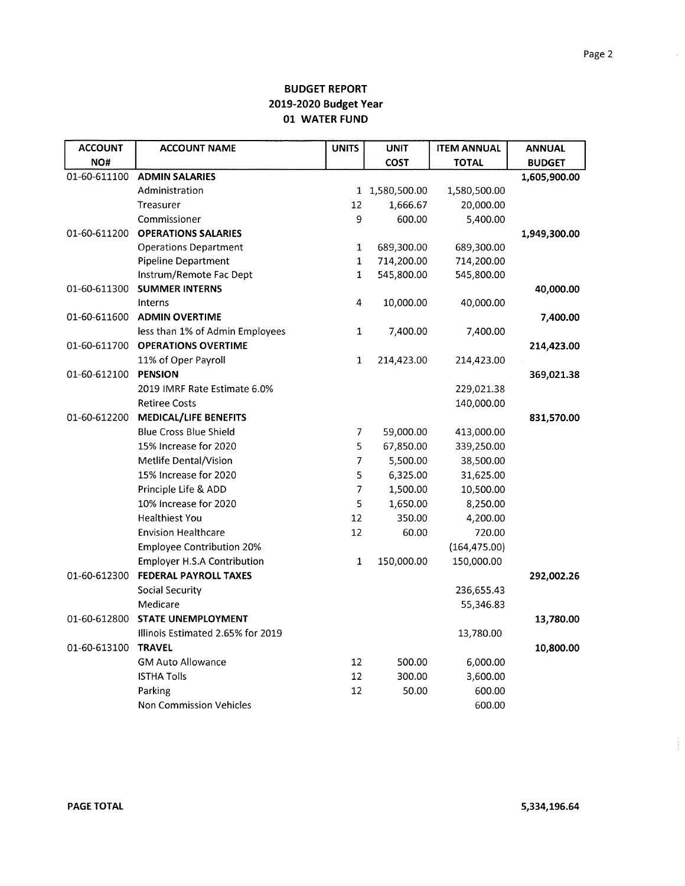**BUDGET REPORT**
**2019-2020 Budget Year**
**01 WATER FUND**

| ACCOUNT NO# | ACCOUNT NAME | UNITS | UNIT COST | ITEM ANNUAL TOTAL | ANNUAL BUDGET |
|---|---|---|---|---|---|
| 01-60-611100 | **ADMIN SALARIES** | | | | **1,605,900.00** |
| | Administration | 1 | 1,580,500.00 | 1,580,500.00 | |
| | Treasurer | 12 | 1,666.67 | 20,000.00 | |
| | Commissioner | 9 | 600.00 | 5,400.00 | |
| 01-60-611200 | **OPERATIONS SALARIES** | | | | **1,949,300.00** |
| | Operations Department | 1 | 689,300.00 | 689,300.00 | |
| | Pipeline Department | 1 | 714,200.00 | 714,200.00 | |
| | Instrum/Remote Fac Dept | 1 | 545,800.00 | 545,800.00 | |
| 01-60-611300 | **SUMMER INTERNS** | | | | **40,000.00** |
| | Interns | 4 | 10,000.00 | 40,000.00 | |
| 01-60-611600 | **ADMIN OVERTIME** | | | | **7,400.00** |
| | less than 1% of Admin Employees | 1 | 7,400.00 | 7,400.00 | |
| 01-60-611700 | **OPERATIONS OVERTIME** | | | | **214,423.00** |
| | 11% of Oper Payroll | 1 | 214,423.00 | 214,423.00 | |
| 01-60-612100 | **PENSION** | | | | **369,021.38** |
| | 2019 IMRF Rate Estimate 6.0% | | | 229,021.38 | |
| | Retiree Costs | | | 140,000.00 | |
| 01-60-612200 | **MEDICAL/LIFE BENEFITS** | | | | **831,570.00** |
| | Blue Cross Blue Shield | 7 | 59,000.00 | 413,000.00 | |
| | 15% Increase for 2020 | 5 | 67,850.00 | 339,250.00 | |
| | Metlife Dental/Vision | 7 | 5,500.00 | 38,500.00 | |
| | 15% Increase for 2020 | 5 | 6,325.00 | 31,625.00 | |
| | Principle Life & ADD | 7 | 1,500.00 | 10,500.00 | |
| | 10% Increase for 2020 | 5 | 1,650.00 | 8,250.00 | |
| | Healthiest You | 12 | 350.00 | 4,200.00 | |
| | Envision Healthcare | 12 | 60.00 | 720.00 | |
| | Employee Contribution 20% | | | (164,475.00) | |
| | Employer H.S.A Contribution | 1 | 150,000.00 | 150,000.00 | |
| 01-60-612300 | **FEDERAL PAYROLL TAXES** | | | | **292,002.26** |
| | Social Security | | | 236,655.43 | |
| | Medicare | | | 55,346.83 | |
| 01-60-612800 | **STATE UNEMPLOYMENT** | | | | **13,780.00** |
| | Illinois Estimated 2.65% for 2019 | | | 13,780.00 | |
| 01-60-613100 | **TRAVEL** | | | | **10,800.00** |
| | GM Auto Allowance | 12 | 500.00 | 6,000.00 | |
| | ISTHA Tolls | 12 | 300.00 | 3,600.00 | |
| | Parking | 12 | 50.00 | 600.00 | |
| | Non Commission Vehicles | | | 600.00 | |

**PAGE TOTAL** **5,334,196.64**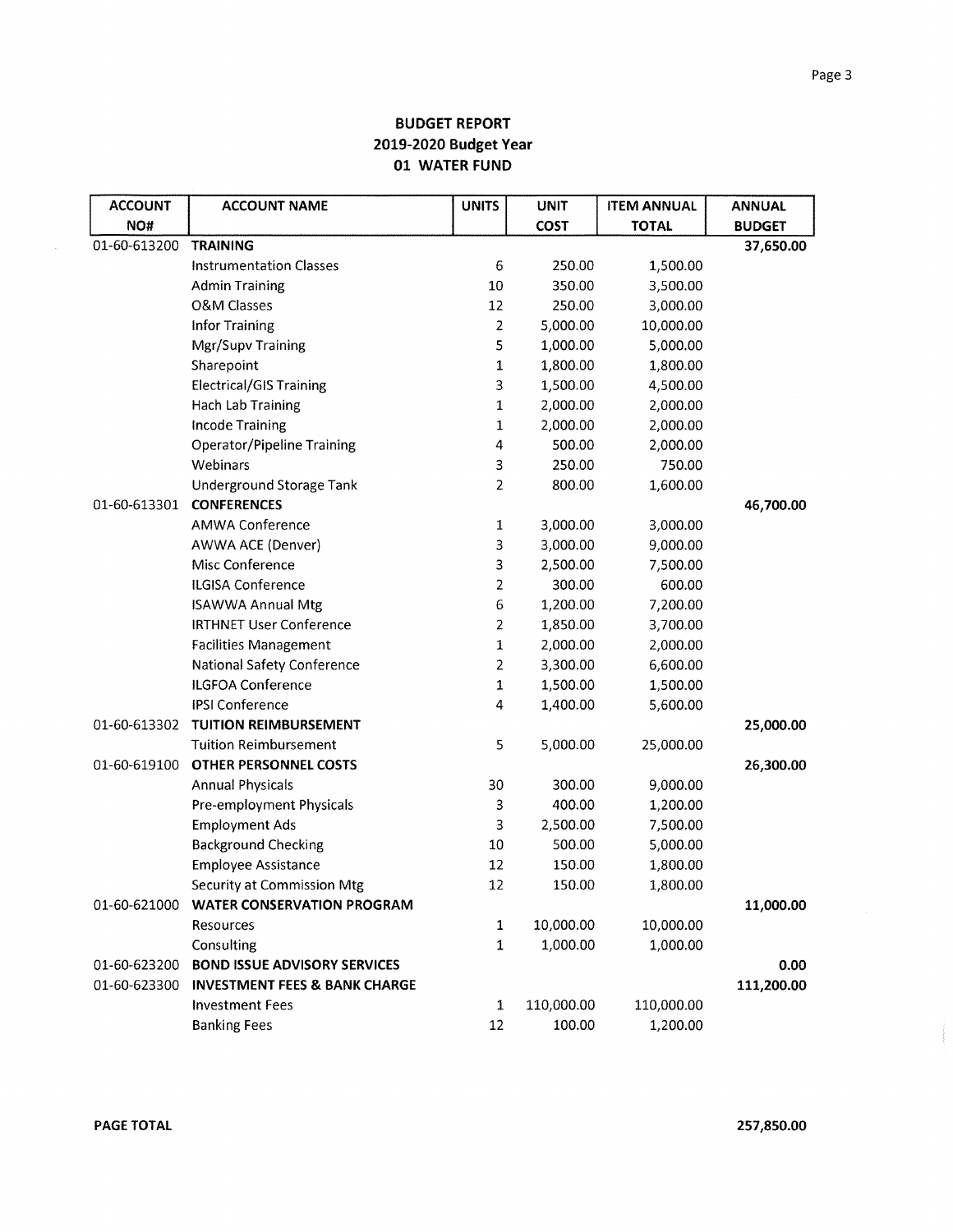**BUDGET REPORT**
**2019-2020 Budget Year**
**01 WATER FUND**

| ACCOUNT NO# | ACCOUNT NAME | UNITS | UNIT COST | ITEM ANNUAL TOTAL | ANNUAL BUDGET |
|---|---|---|---|---|---|
| 01-60-613200 | **TRAINING** | | | | **37,650.00** |
| | Instrumentation Classes | 6 | 250.00 | 1,500.00 | |
| | Admin Training | 10 | 350.00 | 3,500.00 | |
| | O&M Classes | 12 | 250.00 | 3,000.00 | |
| | Infor Training | 2 | 5,000.00 | 10,000.00 | |
| | Mgr/Supv Training | 5 | 1,000.00 | 5,000.00 | |
| | Sharepoint | 1 | 1,800.00 | 1,800.00 | |
| | Electrical/GIS Training | 3 | 1,500.00 | 4,500.00 | |
| | Hach Lab Training | 1 | 2,000.00 | 2,000.00 | |
| | Incode Training | 1 | 2,000.00 | 2,000.00 | |
| | Operator/Pipeline Training | 4 | 500.00 | 2,000.00 | |
| | Webinars | 3 | 250.00 | 750.00 | |
| | Underground Storage Tank | 2 | 800.00 | 1,600.00 | |
| 01-60-613301 | **CONFERENCES** | | | | **46,700.00** |
| | AMWA Conference | 1 | 3,000.00 | 3,000.00 | |
| | AWWA ACE (Denver) | 3 | 3,000.00 | 9,000.00 | |
| | Misc Conference | 3 | 2,500.00 | 7,500.00 | |
| | ILGISA Conference | 2 | 300.00 | 600.00 | |
| | ISAWWA Annual Mtg | 6 | 1,200.00 | 7,200.00 | |
| | IRTHNET User Conference | 2 | 1,850.00 | 3,700.00 | |
| | Facilities Management | 1 | 2,000.00 | 2,000.00 | |
| | National Safety Conference | 2 | 3,300.00 | 6,600.00 | |
| | ILGFOA Conference | 1 | 1,500.00 | 1,500.00 | |
| | IPSI Conference | 4 | 1,400.00 | 5,600.00 | |
| 01-60-613302 | **TUITION REIMBURSEMENT** | | | | **25,000.00** |
| | Tuition Reimbursement | 5 | 5,000.00 | 25,000.00 | |
| 01-60-619100 | **OTHER PERSONNEL COSTS** | | | | **26,300.00** |
| | Annual Physicals | 30 | 300.00 | 9,000.00 | |
| | Pre-employment Physicals | 3 | 400.00 | 1,200.00 | |
| | Employment Ads | 3 | 2,500.00 | 7,500.00 | |
| | Background Checking | 10 | 500.00 | 5,000.00 | |
| | Employee Assistance | 12 | 150.00 | 1,800.00 | |
| | Security at Commission Mtg | 12 | 150.00 | 1,800.00 | |
| 01-60-621000 | **WATER CONSERVATION PROGRAM** | | | | **11,000.00** |
| | Resources | 1 | 10,000.00 | 10,000.00 | |
| | Consulting | 1 | 1,000.00 | 1,000.00 | |
| 01-60-623200 | **BOND ISSUE ADVISORY SERVICES** | | | | **0.00** |
| 01-60-623300 | **INVESTMENT FEES & BANK CHARGE** | | | | **111,200.00** |
| | Investment Fees | 1 | 110,000.00 | 110,000.00 | |
| | Banking Fees | 12 | 100.00 | 1,200.00 | |

**PAGE TOTAL** **257,850.00**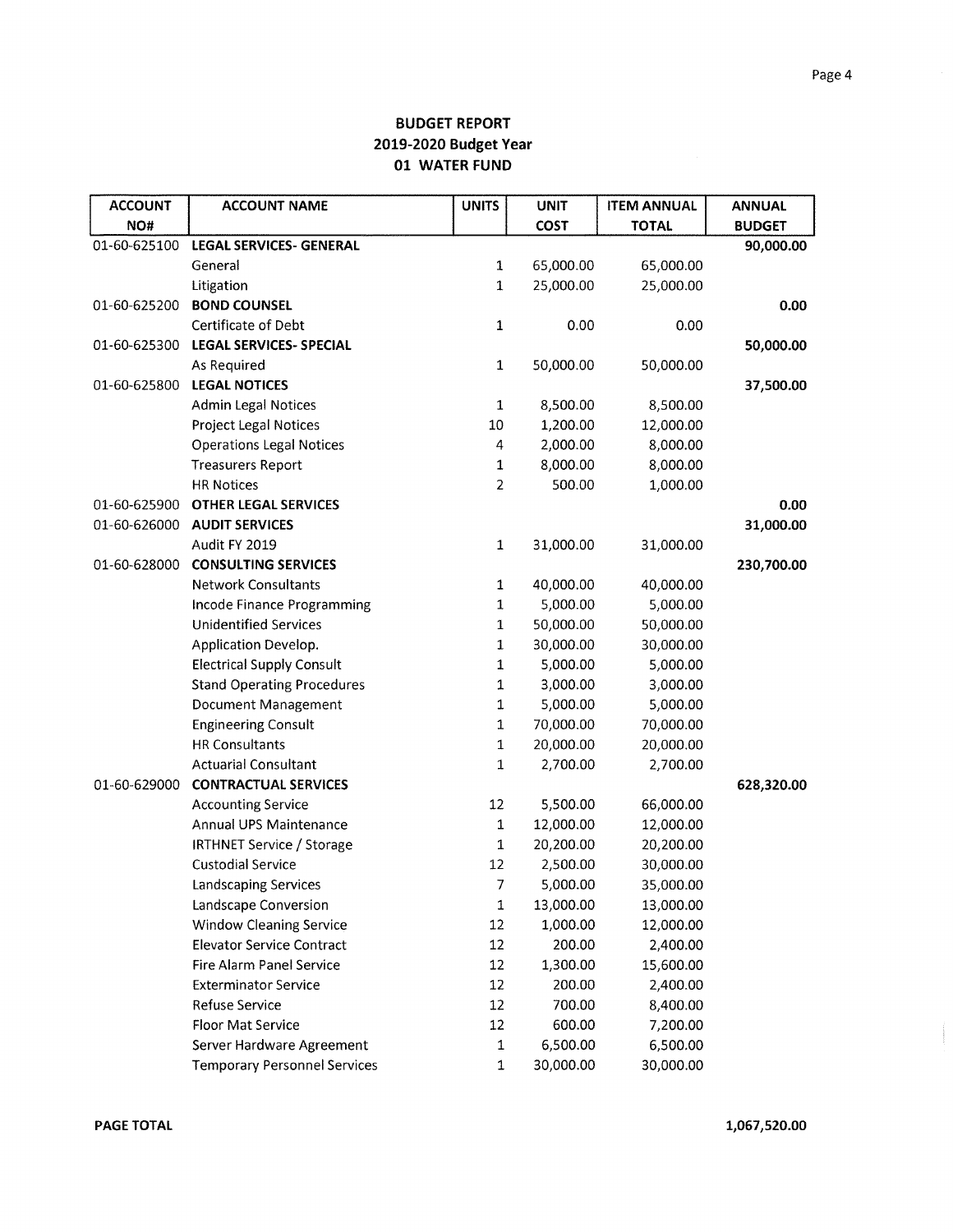**BUDGET REPORT**
**2019-2020 Budget Year**
**01 WATER FUND**

| ACCOUNT NO# | ACCOUNT NAME | UNITS | UNIT COST | ITEM ANNUAL TOTAL | ANNUAL BUDGET |
|---|---|---|---|---|---|
| 01-60-625100 | **LEGAL SERVICES- GENERAL** | | | | **90,000.00** |
| | General | 1 | 65,000.00 | 65,000.00 | |
| | Litigation | 1 | 25,000.00 | 25,000.00 | |
| 01-60-625200 | **BOND COUNSEL** | | | | **0.00** |
| | Certificate of Debt | 1 | 0.00 | 0.00 | |
| 01-60-625300 | **LEGAL SERVICES- SPECIAL** | | | | **50,000.00** |
| | As Required | 1 | 50,000.00 | 50,000.00 | |
| 01-60-625800 | **LEGAL NOTICES** | | | | **37,500.00** |
| | Admin Legal Notices | 1 | 8,500.00 | 8,500.00 | |
| | Project Legal Notices | 10 | 1,200.00 | 12,000.00 | |
| | Operations Legal Notices | 4 | 2,000.00 | 8,000.00 | |
| | Treasurers Report | 1 | 8,000.00 | 8,000.00 | |
| | HR Notices | 2 | 500.00 | 1,000.00 | |
| 01-60-625900 | **OTHER LEGAL SERVICES** | | | | **0.00** |
| 01-60-626000 | **AUDIT SERVICES** | | | | **31,000.00** |
| | Audit FY 2019 | 1 | 31,000.00 | 31,000.00 | |
| 01-60-628000 | **CONSULTING SERVICES** | | | | **230,700.00** |
| | Network Consultants | 1 | 40,000.00 | 40,000.00 | |
| | Incode Finance Programming | 1 | 5,000.00 | 5,000.00 | |
| | Unidentified Services | 1 | 50,000.00 | 50,000.00 | |
| | Application Develop. | 1 | 30,000.00 | 30,000.00 | |
| | Electrical Supply Consult | 1 | 5,000.00 | 5,000.00 | |
| | Stand Operating Procedures | 1 | 3,000.00 | 3,000.00 | |
| | Document Management | 1 | 5,000.00 | 5,000.00 | |
| | Engineering Consult | 1 | 70,000.00 | 70,000.00 | |
| | HR Consultants | 1 | 20,000.00 | 20,000.00 | |
| | Actuarial Consultant | 1 | 2,700.00 | 2,700.00 | |
| 01-60-629000 | **CONTRACTUAL SERVICES** | | | | **628,320.00** |
| | Accounting Service | 12 | 5,500.00 | 66,000.00 | |
| | Annual UPS Maintenance | 1 | 12,000.00 | 12,000.00 | |
| | IRTHNET Service / Storage | 1 | 20,200.00 | 20,200.00 | |
| | Custodial Service | 12 | 2,500.00 | 30,000.00 | |
| | Landscaping Services | 7 | 5,000.00 | 35,000.00 | |
| | Landscape Conversion | 1 | 13,000.00 | 13,000.00 | |
| | Window Cleaning Service | 12 | 1,000.00 | 12,000.00 | |
| | Elevator Service Contract | 12 | 200.00 | 2,400.00 | |
| | Fire Alarm Panel Service | 12 | 1,300.00 | 15,600.00 | |
| | Exterminator Service | 12 | 200.00 | 2,400.00 | |
| | Refuse Service | 12 | 700.00 | 8,400.00 | |
| | Floor Mat Service | 12 | 600.00 | 7,200.00 | |
| | Server Hardware Agreement | 1 | 6,500.00 | 6,500.00 | |
| | Temporary Personnel Services | 1 | 30,000.00 | 30,000.00 | |

**PAGE TOTAL** **1,067,520.00**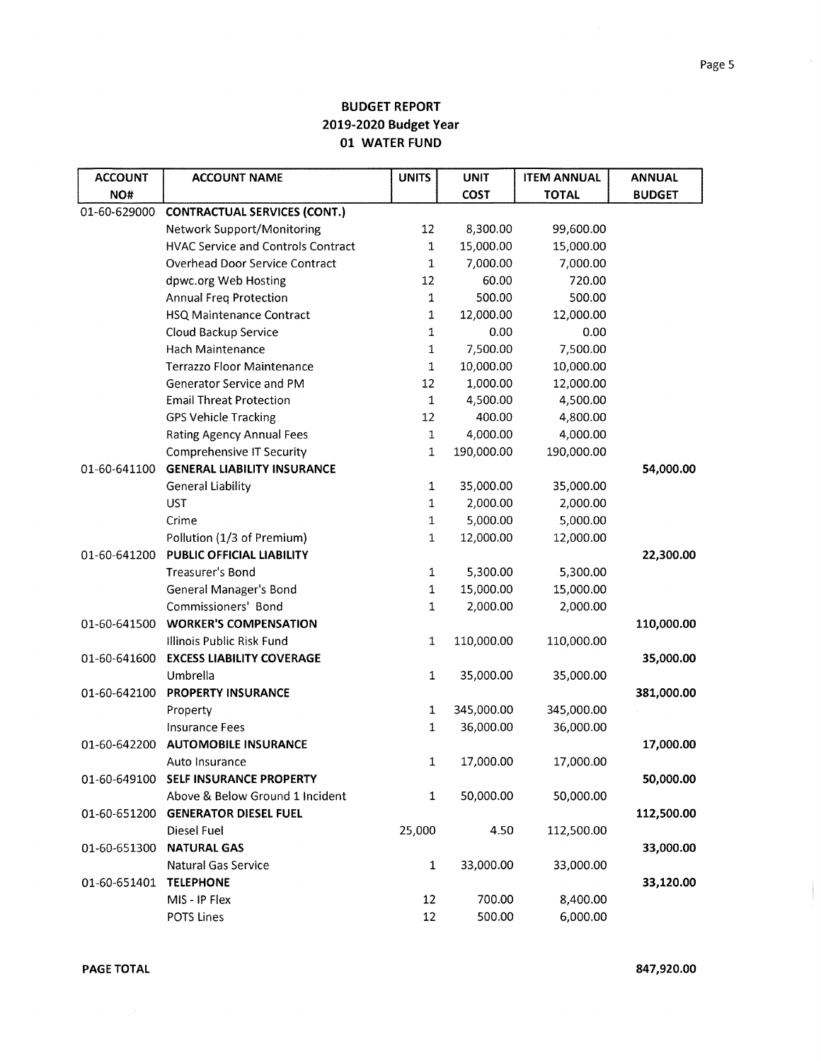**BUDGET REPORT**
**2019-2020 Budget Year**
**01 WATER FUND**

| ACCOUNT NO# | ACCOUNT NAME | UNITS | UNIT COST | ITEM ANNUAL TOTAL | ANNUAL BUDGET |
|---|---|---|---|---|---|
| 01-60-629000 | **CONTRACTUAL SERVICES (CONT.)** | | | | |
| | Network Support/Monitoring | 12 | 8,300.00 | 99,600.00 | |
| | HVAC Service and Controls Contract | 1 | 15,000.00 | 15,000.00 | |
| | Overhead Door Service Contract | 1 | 7,000.00 | 7,000.00 | |
| | dpwc.org Web Hosting | 12 | 60.00 | 720.00 | |
| | Annual Freq Protection | 1 | 500.00 | 500.00 | |
| | HSQ Maintenance Contract | 1 | 12,000.00 | 12,000.00 | |
| | Cloud Backup Service | 1 | 0.00 | 0.00 | |
| | Hach Maintenance | 1 | 7,500.00 | 7,500.00 | |
| | Terrazzo Floor Maintenance | 1 | 10,000.00 | 10,000.00 | |
| | Generator Service and PM | 12 | 1,000.00 | 12,000.00 | |
| | Email Threat Protection | 1 | 4,500.00 | 4,500.00 | |
| | GPS Vehicle Tracking | 12 | 400.00 | 4,800.00 | |
| | Rating Agency Annual Fees | 1 | 4,000.00 | 4,000.00 | |
| | Comprehensive IT Security | 1 | 190,000.00 | 190,000.00 | |
| 01-60-641100 | **GENERAL LIABILITY INSURANCE** | | | | **54,000.00** |
| | General Liability | 1 | 35,000.00 | 35,000.00 | |
| | UST | 1 | 2,000.00 | 2,000.00 | |
| | Crime | 1 | 5,000.00 | 5,000.00 | |
| | Pollution (1/3 of Premium) | 1 | 12,000.00 | 12,000.00 | |
| 01-60-641200 | **PUBLIC OFFICIAL LIABILITY** | | | | **22,300.00** |
| | Treasurer's Bond | 1 | 5,300.00 | 5,300.00 | |
| | General Manager's Bond | 1 | 15,000.00 | 15,000.00 | |
| | Commissioners' Bond | 1 | 2,000.00 | 2,000.00 | |
| 01-60-641500 | **WORKER'S COMPENSATION** | | | | **110,000.00** |
| | Illinois Public Risk Fund | 1 | 110,000.00 | 110,000.00 | |
| 01-60-641600 | **EXCESS LIABILITY COVERAGE** | | | | **35,000.00** |
| | Umbrella | 1 | 35,000.00 | 35,000.00 | |
| 01-60-642100 | **PROPERTY INSURANCE** | | | | **381,000.00** |
| | Property | 1 | 345,000.00 | 345,000.00 | |
| | Insurance Fees | 1 | 36,000.00 | 36,000.00 | |
| 01-60-642200 | **AUTOMOBILE INSURANCE** | | | | **17,000.00** |
| | Auto Insurance | 1 | 17,000.00 | 17,000.00 | |
| 01-60-649100 | **SELF INSURANCE PROPERTY** | | | | **50,000.00** |
| | Above & Below Ground 1 Incident | 1 | 50,000.00 | 50,000.00 | |
| 01-60-651200 | **GENERATOR DIESEL FUEL** | | | | **112,500.00** |
| | Diesel Fuel | 25,000 | 4.50 | 112,500.00 | |
| 01-60-651300 | **NATURAL GAS** | | | | **33,000.00** |
| | Natural Gas Service | 1 | 33,000.00 | 33,000.00 | |
| 01-60-651401 | **TELEPHONE** | | | | **33,120.00** |
| | MIS - IP Flex | 12 | 700.00 | 8,400.00 | |
| | POTS Lines | 12 | 500.00 | 6,000.00 | |

**PAGE TOTAL** **847,920.00**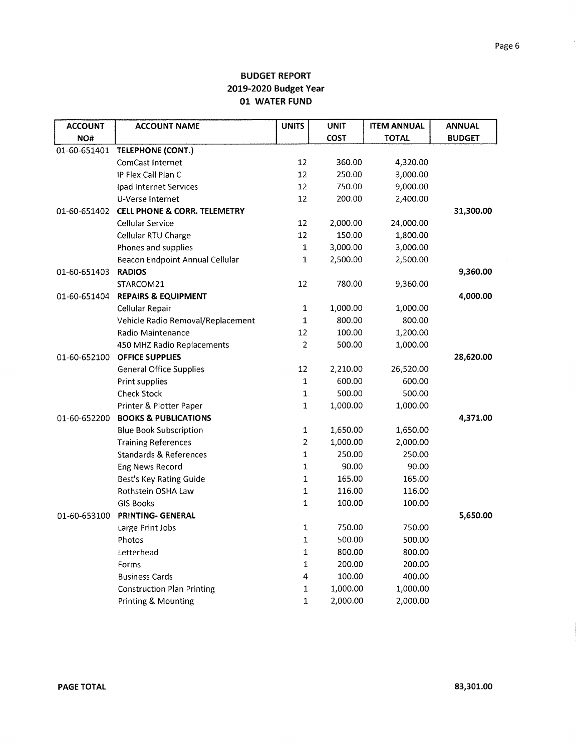## BUDGET REPORT
## 2019-2020 Budget Year
## 01 WATER FUND

| ACCOUNT NO# | ACCOUNT NAME | UNITS | UNIT COST | ITEM ANNUAL TOTAL | ANNUAL BUDGET |
|---|---|---|---|---|---|
| 01-60-651401 | **TELEPHONE (CONT.)** | | | | |
| | ComCast Internet | 12 | 360.00 | 4,320.00 | |
| | IP Flex Call Plan C | 12 | 250.00 | 3,000.00 | |
| | Ipad Internet Services | 12 | 750.00 | 9,000.00 | |
| | U-Verse Internet | 12 | 200.00 | 2,400.00 | |
| 01-60-651402 | **CELL PHONE & CORR. TELEMETRY** | | | | **31,300.00** |
| | Cellular Service | 12 | 2,000.00 | 24,000.00 | |
| | Cellular RTU Charge | 12 | 150.00 | 1,800.00 | |
| | Phones and supplies | 1 | 3,000.00 | 3,000.00 | |
| | Beacon Endpoint Annual Cellular | 1 | 2,500.00 | 2,500.00 | |
| 01-60-651403 | **RADIOS** | | | | **9,360.00** |
| | STARCOM21 | 12 | 780.00 | 9,360.00 | |
| 01-60-651404 | **REPAIRS & EQUIPMENT** | | | | **4,000.00** |
| | Cellular Repair | 1 | 1,000.00 | 1,000.00 | |
| | Vehicle Radio Removal/Replacement | 1 | 800.00 | 800.00 | |
| | Radio Maintenance | 12 | 100.00 | 1,200.00 | |
| | 450 MHZ Radio Replacements | 2 | 500.00 | 1,000.00 | |
| 01-60-652100 | **OFFICE SUPPLIES** | | | | **28,620.00** |
| | General Office Supplies | 12 | 2,210.00 | 26,520.00 | |
| | Print supplies | 1 | 600.00 | 600.00 | |
| | Check Stock | 1 | 500.00 | 500.00 | |
| | Printer & Plotter Paper | 1 | 1,000.00 | 1,000.00 | |
| 01-60-652200 | **BOOKS & PUBLICATIONS** | | | | **4,371.00** |
| | Blue Book Subscription | 1 | 1,650.00 | 1,650.00 | |
| | Training References | 2 | 1,000.00 | 2,000.00 | |
| | Standards & References | 1 | 250.00 | 250.00 | |
| | Eng News Record | 1 | 90.00 | 90.00 | |
| | Best's Key Rating Guide | 1 | 165.00 | 165.00 | |
| | Rothstein OSHA Law | 1 | 116.00 | 116.00 | |
| | GIS Books | 1 | 100.00 | 100.00 | |
| 01-60-653100 | **PRINTING- GENERAL** | | | | **5,650.00** |
| | Large Print Jobs | 1 | 750.00 | 750.00 | |
| | Photos | 1 | 500.00 | 500.00 | |
| | Letterhead | 1 | 800.00 | 800.00 | |
| | Forms | 1 | 200.00 | 200.00 | |
| | Business Cards | 4 | 100.00 | 400.00 | |
| | Construction Plan Printing | 1 | 1,000.00 | 1,000.00 | |
| | Printing & Mounting | 1 | 2,000.00 | 2,000.00 | |

**PAGE TOTAL** **83,301.00**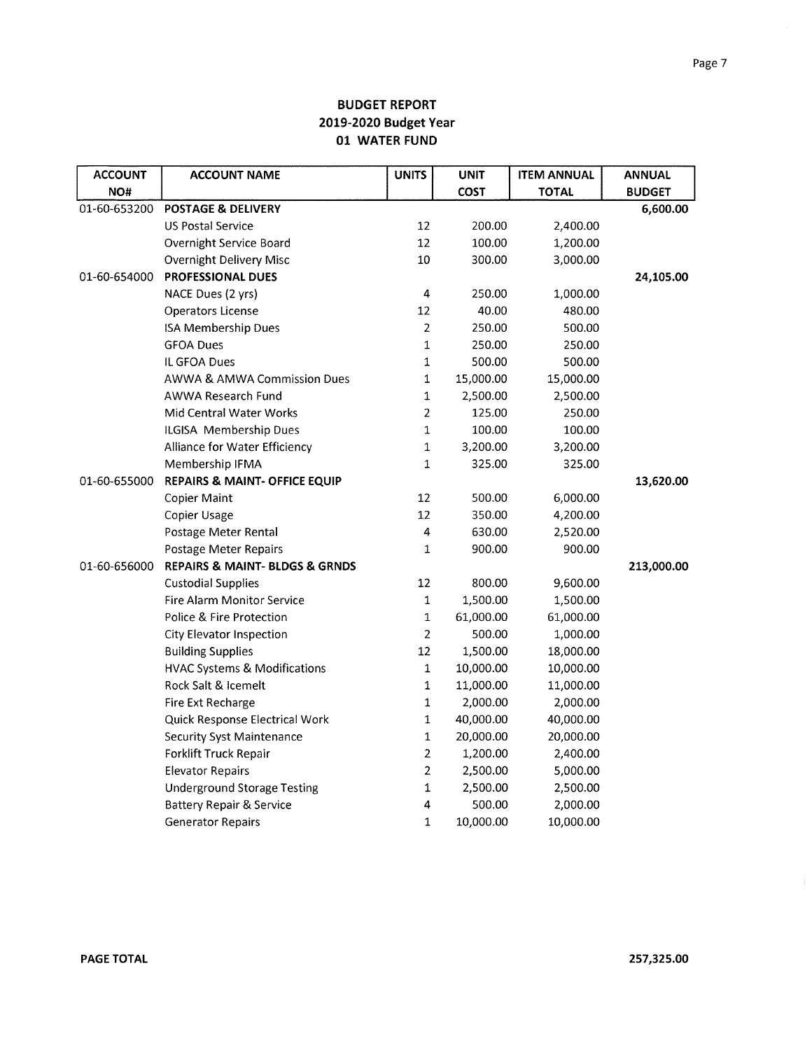## BUDGET REPORT
## 2019-2020 Budget Year
## 01 WATER FUND

| ACCOUNT NO# | ACCOUNT NAME | UNITS | UNIT COST | ITEM ANNUAL TOTAL | ANNUAL BUDGET |
|---|---|---|---|---|---|
| 01-60-653200 | **POSTAGE & DELIVERY** | | | | 6,600.00 |
| | US Postal Service | 12 | 200.00 | 2,400.00 | |
| | Overnight Service Board | 12 | 100.00 | 1,200.00 | |
| | Overnight Delivery Misc | 10 | 300.00 | 3,000.00 | |
| 01-60-654000 | **PROFESSIONAL DUES** | | | | 24,105.00 |
| | NACE Dues (2 yrs) | 4 | 250.00 | 1,000.00 | |
| | Operators License | 12 | 40.00 | 480.00 | |
| | ISA Membership Dues | 2 | 250.00 | 500.00 | |
| | GFOA Dues | 1 | 250.00 | 250.00 | |
| | IL GFOA Dues | 1 | 500.00 | 500.00 | |
| | AWWA & AMWA Commission Dues | 1 | 15,000.00 | 15,000.00 | |
| | AWWA Research Fund | 1 | 2,500.00 | 2,500.00 | |
| | Mid Central Water Works | 2 | 125.00 | 250.00 | |
| | ILGISA Membership Dues | 1 | 100.00 | 100.00 | |
| | Alliance for Water Efficiency | 1 | 3,200.00 | 3,200.00 | |
| | Membership IFMA | 1 | 325.00 | 325.00 | |
| 01-60-655000 | **REPAIRS & MAINT- OFFICE EQUIP** | | | | 13,620.00 |
| | Copier Maint | 12 | 500.00 | 6,000.00 | |
| | Copier Usage | 12 | 350.00 | 4,200.00 | |
| | Postage Meter Rental | 4 | 630.00 | 2,520.00 | |
| | Postage Meter Repairs | 1 | 900.00 | 900.00 | |
| 01-60-656000 | **REPAIRS & MAINT- BLDGS & GRNDS** | | | | 213,000.00 |
| | Custodial Supplies | 12 | 800.00 | 9,600.00 | |
| | Fire Alarm Monitor Service | 1 | 1,500.00 | 1,500.00 | |
| | Police & Fire Protection | 1 | 61,000.00 | 61,000.00 | |
| | City Elevator Inspection | 2 | 500.00 | 1,000.00 | |
| | Building Supplies | 12 | 1,500.00 | 18,000.00 | |
| | HVAC Systems & Modifications | 1 | 10,000.00 | 10,000.00 | |
| | Rock Salt & Icemelt | 1 | 11,000.00 | 11,000.00 | |
| | Fire Ext Recharge | 1 | 2,000.00 | 2,000.00 | |
| | Quick Response Electrical Work | 1 | 40,000.00 | 40,000.00 | |
| | Security Syst Maintenance | 1 | 20,000.00 | 20,000.00 | |
| | Forklift Truck Repair | 2 | 1,200.00 | 2,400.00 | |
| | Elevator Repairs | 2 | 2,500.00 | 5,000.00 | |
| | Underground Storage Testing | 1 | 2,500.00 | 2,500.00 | |
| | Battery Repair & Service | 4 | 500.00 | 2,000.00 | |
| | Generator Repairs | 1 | 10,000.00 | 10,000.00 | |

**PAGE TOTAL** 257,325.00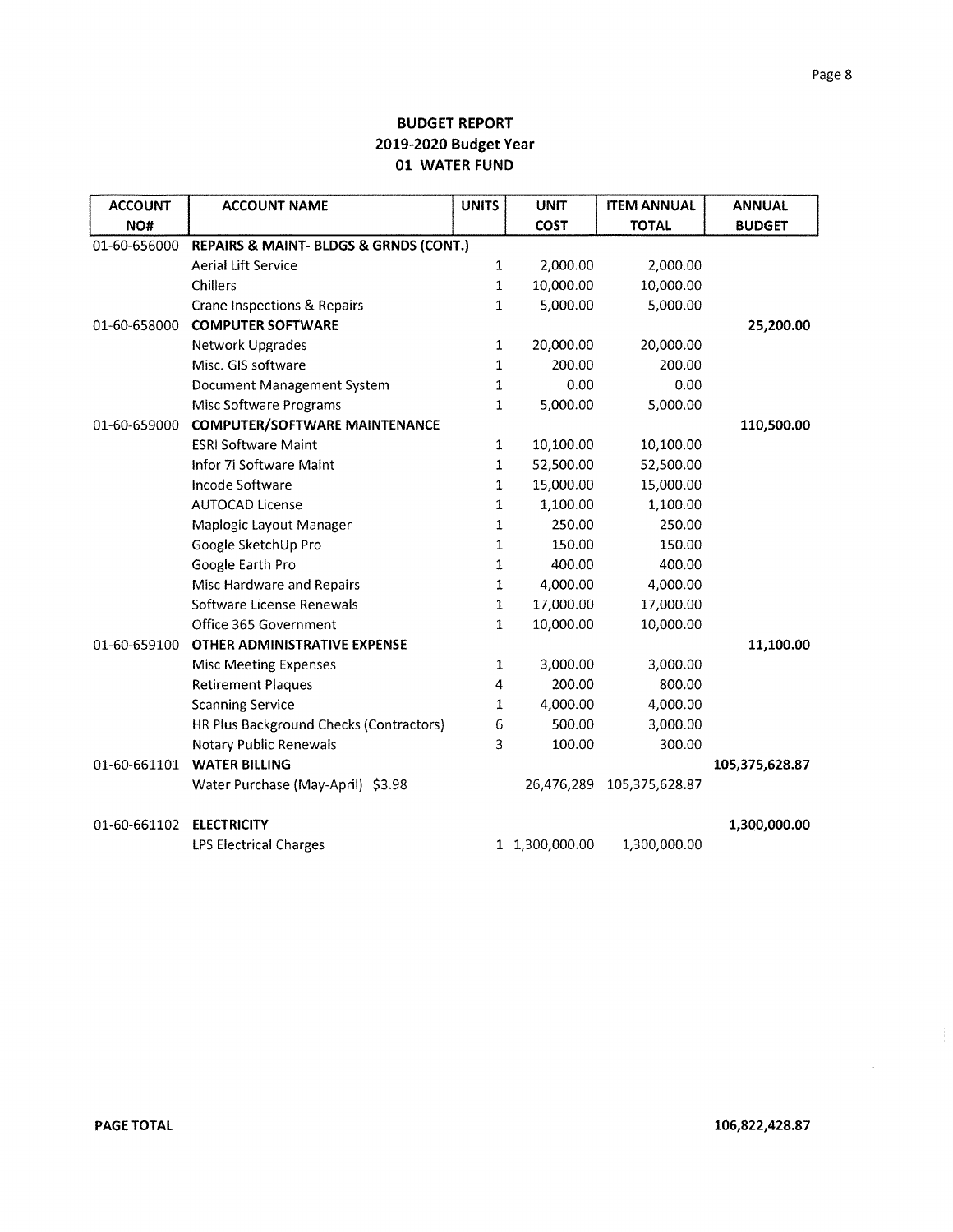## BUDGET REPORT
## 2019-2020 Budget Year
## 01 WATER FUND

| ACCOUNT NO# | ACCOUNT NAME | UNITS | UNIT COST | ITEM ANNUAL TOTAL | ANNUAL BUDGET |
|---|---|---|---|---|---|
| 01-60-656000 | **REPAIRS & MAINT- BLDGS & GRNDS (CONT.)** | | | | |
| | Aerial Lift Service | 1 | 2,000.00 | 2,000.00 | |
| | Chillers | 1 | 10,000.00 | 10,000.00 | |
| | Crane Inspections & Repairs | 1 | 5,000.00 | 5,000.00 | |
| 01-60-658000 | **COMPUTER SOFTWARE** | | | | **25,200.00** |
| | Network Upgrades | 1 | 20,000.00 | 20,000.00 | |
| | Misc. GIS software | 1 | 200.00 | 200.00 | |
| | Document Management System | 1 | 0.00 | 0.00 | |
| | Misc Software Programs | 1 | 5,000.00 | 5,000.00 | |
| 01-60-659000 | **COMPUTER/SOFTWARE MAINTENANCE** | | | | **110,500.00** |
| | ESRI Software Maint | 1 | 10,100.00 | 10,100.00 | |
| | Infor 7i Software Maint | 1 | 52,500.00 | 52,500.00 | |
| | Incode Software | 1 | 15,000.00 | 15,000.00 | |
| | AUTOCAD License | 1 | 1,100.00 | 1,100.00 | |
| | Maplogic Layout Manager | 1 | 250.00 | 250.00 | |
| | Google SketchUp Pro | 1 | 150.00 | 150.00 | |
| | Google Earth Pro | 1 | 400.00 | 400.00 | |
| | Misc Hardware and Repairs | 1 | 4,000.00 | 4,000.00 | |
| | Software License Renewals | 1 | 17,000.00 | 17,000.00 | |
| | Office 365 Government | 1 | 10,000.00 | 10,000.00 | |
| 01-60-659100 | **OTHER ADMINISTRATIVE EXPENSE** | | | | **11,100.00** |
| | Misc Meeting Expenses | 1 | 3,000.00 | 3,000.00 | |
| | Retirement Plaques | 4 | 200.00 | 800.00 | |
| | Scanning Service | 1 | 4,000.00 | 4,000.00 | |
| | HR Plus Background Checks (Contractors) | 6 | 500.00 | 3,000.00 | |
| | Notary Public Renewals | 3 | 100.00 | 300.00 | |
| 01-60-661101 | **WATER BILLING** | | | | **105,375,628.87** |
| | Water Purchase (May-April) $3.98 | | 26,476,289 | 105,375,628.87 | |
| 01-60-661102 | **ELECTRICITY** | | | | **1,300,000.00** |
| | LPS Electrical Charges | 1 | 1,300,000.00 | 1,300,000.00 | |

**PAGE TOTAL** **106,822,428.87**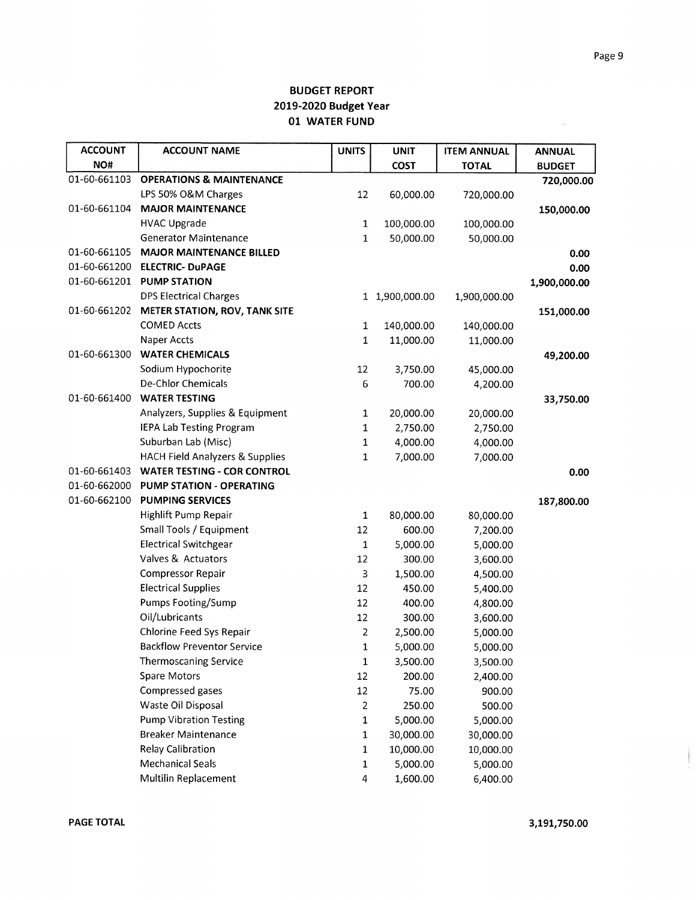# BUDGET REPORT
## 2019-2020 Budget Year
## 01 WATER FUND

| ACCOUNT NO# | ACCOUNT NAME | UNITS | UNIT COST | ITEM ANNUAL TOTAL | ANNUAL BUDGET |
|---|---|---|---|---|---|
| 01-60-661103 | **OPERATIONS & MAINTENANCE** | | | | 720,000.00 |
| | LPS 50% O&M Charges | 12 | 60,000.00 | 720,000.00 | |
| 01-60-661104 | **MAJOR MAINTENANCE** | | | | 150,000.00 |
| | HVAC Upgrade | 1 | 100,000.00 | 100,000.00 | |
| | Generator Maintenance | 1 | 50,000.00 | 50,000.00 | |
| 01-60-661105 | **MAJOR MAINTENANCE BILLED** | | | | 0.00 |
| 01-60-661200 | **ELECTRIC- DuPAGE** | | | | 0.00 |
| 01-60-661201 | **PUMP STATION** | | | | 1,900,000.00 |
| | DPS Electrical Charges | 1 | 1,900,000.00 | 1,900,000.00 | |
| 01-60-661202 | **METER STATION, ROV, TANK SITE** | | | | 151,000.00 |
| | COMED Accts | 1 | 140,000.00 | 140,000.00 | |
| | Naper Accts | 1 | 11,000.00 | 11,000.00 | |
| 01-60-661300 | **WATER CHEMICALS** | | | | 49,200.00 |
| | Sodium Hypochorite | 12 | 3,750.00 | 45,000.00 | |
| | De-Chlor Chemicals | 6 | 700.00 | 4,200.00 | |
| 01-60-661400 | **WATER TESTING** | | | | 33,750.00 |
| | Analyzers, Supplies & Equipment | 1 | 20,000.00 | 20,000.00 | |
| | IEPA Lab Testing Program | 1 | 2,750.00 | 2,750.00 | |
| | Suburban Lab (Misc) | 1 | 4,000.00 | 4,000.00 | |
| | HACH Field Analyzers & Supplies | 1 | 7,000.00 | 7,000.00 | |
| 01-60-661403 | **WATER TESTING - COR CONTROL** | | | | 0.00 |
| 01-60-662000 | **PUMP STATION - OPERATING** | | | | |
| 01-60-662100 | **PUMPING SERVICES** | | | | 187,800.00 |
| | Highlift Pump Repair | 1 | 80,000.00 | 80,000.00 | |
| | Small Tools / Equipment | 12 | 600.00 | 7,200.00 | |
| | Electrical Switchgear | 1 | 5,000.00 | 5,000.00 | |
| | Valves & Actuators | 12 | 300.00 | 3,600.00 | |
| | Compressor Repair | 3 | 1,500.00 | 4,500.00 | |
| | Electrical Supplies | 12 | 450.00 | 5,400.00 | |
| | Pumps Footing/Sump | 12 | 400.00 | 4,800.00 | |
| | Oil/Lubricants | 12 | 300.00 | 3,600.00 | |
| | Chlorine Feed Sys Repair | 2 | 2,500.00 | 5,000.00 | |
| | Backflow Preventor Service | 1 | 5,000.00 | 5,000.00 | |
| | Thermoscaning Service | 1 | 3,500.00 | 3,500.00 | |
| | Spare Motors | 12 | 200.00 | 2,400.00 | |
| | Compressed gases | 12 | 75.00 | 900.00 | |
| | Waste Oil Disposal | 2 | 250.00 | 500.00 | |
| | Pump Vibration Testing | 1 | 5,000.00 | 5,000.00 | |
| | Breaker Maintenance | 1 | 30,000.00 | 30,000.00 | |
| | Relay Calibration | 1 | 10,000.00 | 10,000.00 | |
| | Mechanical Seals | 1 | 5,000.00 | 5,000.00 | |
| | Multilin Replacement | 4 | 1,600.00 | 6,400.00 | |

**PAGE TOTAL** 3,191,750.00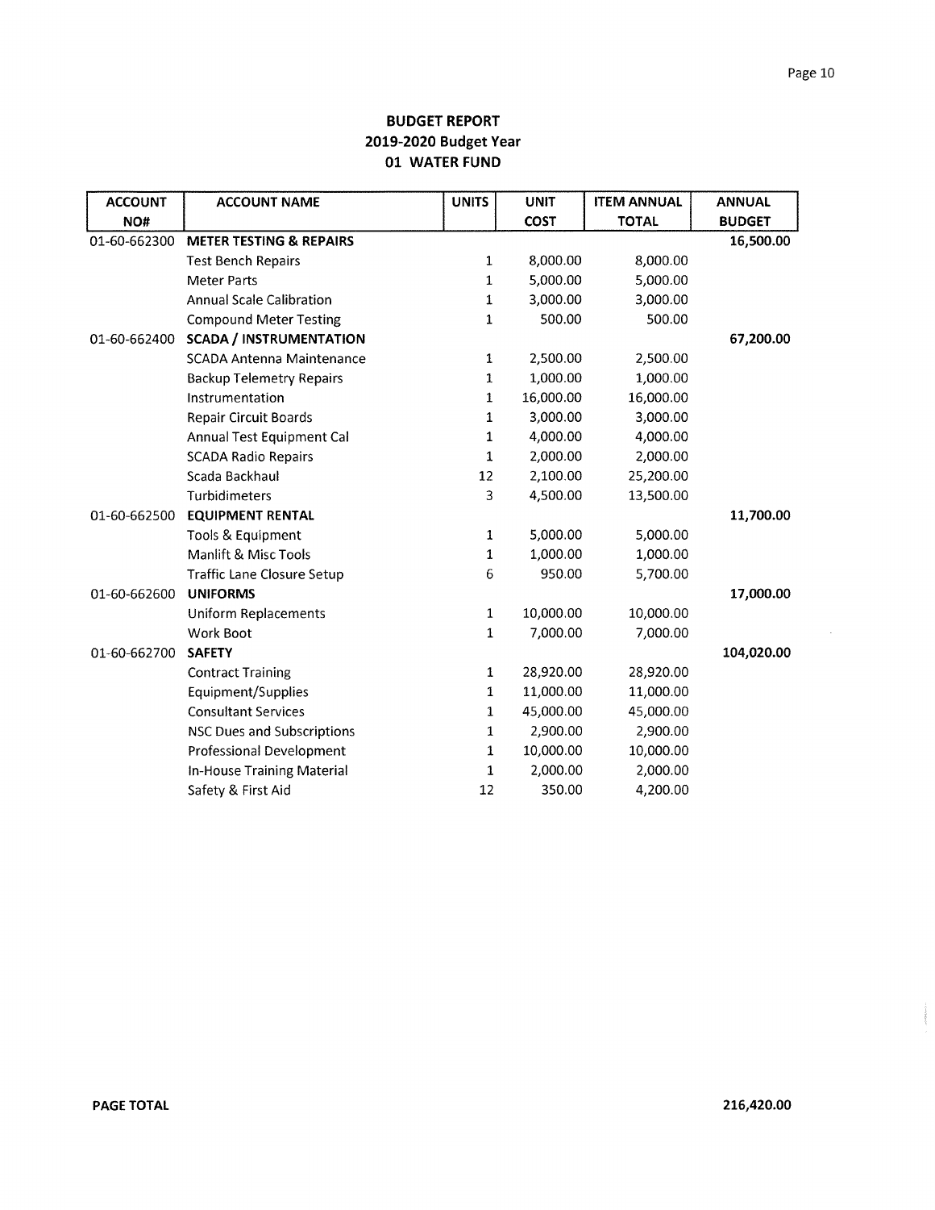**BUDGET REPORT**
**2019-2020 Budget Year**
**01 WATER FUND**

| ACCOUNT NO# | ACCOUNT NAME | UNITS | UNIT COST | ITEM ANNUAL TOTAL | ANNUAL BUDGET |
|---|---|---|---|---|---|
| 01-60-662300 | **METER TESTING & REPAIRS** | | | | **16,500.00** |
| | Test Bench Repairs | 1 | 8,000.00 | 8,000.00 | |
| | Meter Parts | 1 | 5,000.00 | 5,000.00 | |
| | Annual Scale Calibration | 1 | 3,000.00 | 3,000.00 | |
| | Compound Meter Testing | 1 | 500.00 | 500.00 | |
| 01-60-662400 | **SCADA / INSTRUMENTATION** | | | | **67,200.00** |
| | SCADA Antenna Maintenance | 1 | 2,500.00 | 2,500.00 | |
| | Backup Telemetry Repairs | 1 | 1,000.00 | 1,000.00 | |
| | Instrumentation | 1 | 16,000.00 | 16,000.00 | |
| | Repair Circuit Boards | 1 | 3,000.00 | 3,000.00 | |
| | Annual Test Equipment Cal | 1 | 4,000.00 | 4,000.00 | |
| | SCADA Radio Repairs | 1 | 2,000.00 | 2,000.00 | |
| | Scada Backhaul | 12 | 2,100.00 | 25,200.00 | |
| | Turbidimeters | 3 | 4,500.00 | 13,500.00 | |
| 01-60-662500 | **EQUIPMENT RENTAL** | | | | **11,700.00** |
| | Tools & Equipment | 1 | 5,000.00 | 5,000.00 | |
| | Manlift & Misc Tools | 1 | 1,000.00 | 1,000.00 | |
| | Traffic Lane Closure Setup | 6 | 950.00 | 5,700.00 | |
| 01-60-662600 | **UNIFORMS** | | | | **17,000.00** |
| | Uniform Replacements | 1 | 10,000.00 | 10,000.00 | |
| | Work Boot | 1 | 7,000.00 | 7,000.00 | |
| 01-60-662700 | **SAFETY** | | | | **104,020.00** |
| | Contract Training | 1 | 28,920.00 | 28,920.00 | |
| | Equipment/Supplies | 1 | 11,000.00 | 11,000.00 | |
| | Consultant Services | 1 | 45,000.00 | 45,000.00 | |
| | NSC Dues and Subscriptions | 1 | 2,900.00 | 2,900.00 | |
| | Professional Development | 1 | 10,000.00 | 10,000.00 | |
| | In-House Training Material | 1 | 2,000.00 | 2,000.00 | |
| | Safety & First Aid | 12 | 350.00 | 4,200.00 | |

**PAGE TOTAL** **216,420.00**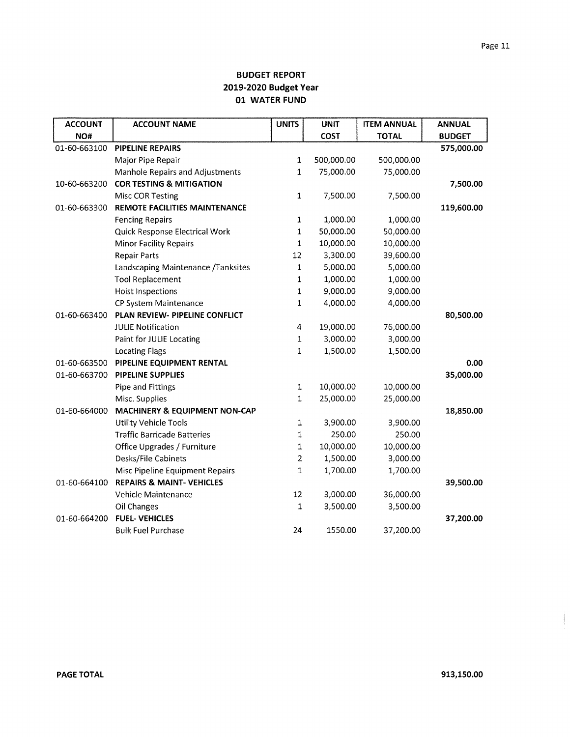## BUDGET REPORT
## 2019-2020 Budget Year
## 01 WATER FUND

| ACCOUNT NO# | ACCOUNT NAME | UNITS | UNIT COST | ITEM ANNUAL TOTAL | ANNUAL BUDGET |
|---|---|---|---|---|---|
| 01-60-663100 | **PIPELINE REPAIRS** | | | | **575,000.00** |
| | Major Pipe Repair | 1 | 500,000.00 | 500,000.00 | |
| | Manhole Repairs and Adjustments | 1 | 75,000.00 | 75,000.00 | |
| 10-60-663200 | **COR TESTING & MITIGATION** | | | | **7,500.00** |
| | Misc COR Testing | 1 | 7,500.00 | 7,500.00 | |
| 01-60-663300 | **REMOTE FACILITIES MAINTENANCE** | | | | **119,600.00** |
| | Fencing Repairs | 1 | 1,000.00 | 1,000.00 | |
| | Quick Response Electrical Work | 1 | 50,000.00 | 50,000.00 | |
| | Minor Facility Repairs | 1 | 10,000.00 | 10,000.00 | |
| | Repair Parts | 12 | 3,300.00 | 39,600.00 | |
| | Landscaping Maintenance /Tanksites | 1 | 5,000.00 | 5,000.00 | |
| | Tool Replacement | 1 | 1,000.00 | 1,000.00 | |
| | Hoist Inspections | 1 | 9,000.00 | 9,000.00 | |
| | CP System Maintenance | 1 | 4,000.00 | 4,000.00 | |
| 01-60-663400 | **PLAN REVIEW- PIPELINE CONFLICT** | | | | **80,500.00** |
| | JULIE Notification | 4 | 19,000.00 | 76,000.00 | |
| | Paint for JULIE Locating | 1 | 3,000.00 | 3,000.00 | |
| | Locating Flags | 1 | 1,500.00 | 1,500.00 | |
| 01-60-663500 | **PIPELINE EQUIPMENT RENTAL** | | | | **0.00** |
| 01-60-663700 | **PIPELINE SUPPLIES** | | | | **35,000.00** |
| | Pipe and Fittings | 1 | 10,000.00 | 10,000.00 | |
| | Misc. Supplies | 1 | 25,000.00 | 25,000.00 | |
| 01-60-664000 | **MACHINERY & EQUIPMENT NON-CAP** | | | | **18,850.00** |
| | Utility Vehicle Tools | 1 | 3,900.00 | 3,900.00 | |
| | Traffic Barricade Batteries | 1 | 250.00 | 250.00 | |
| | Office Upgrades / Furniture | 1 | 10,000.00 | 10,000.00 | |
| | Desks/File Cabinets | 2 | 1,500.00 | 3,000.00 | |
| | Misc Pipeline Equipment Repairs | 1 | 1,700.00 | 1,700.00 | |
| 01-60-664100 | **REPAIRS & MAINT- VEHICLES** | | | | **39,500.00** |
| | Vehicle Maintenance | 12 | 3,000.00 | 36,000.00 | |
| | Oil Changes | 1 | 3,500.00 | 3,500.00 | |
| 01-60-664200 | **FUEL- VEHICLES** | | | | **37,200.00** |
| | Bulk Fuel Purchase | 24 | 1550.00 | 37,200.00 | |

**PAGE TOTAL** **913,150.00**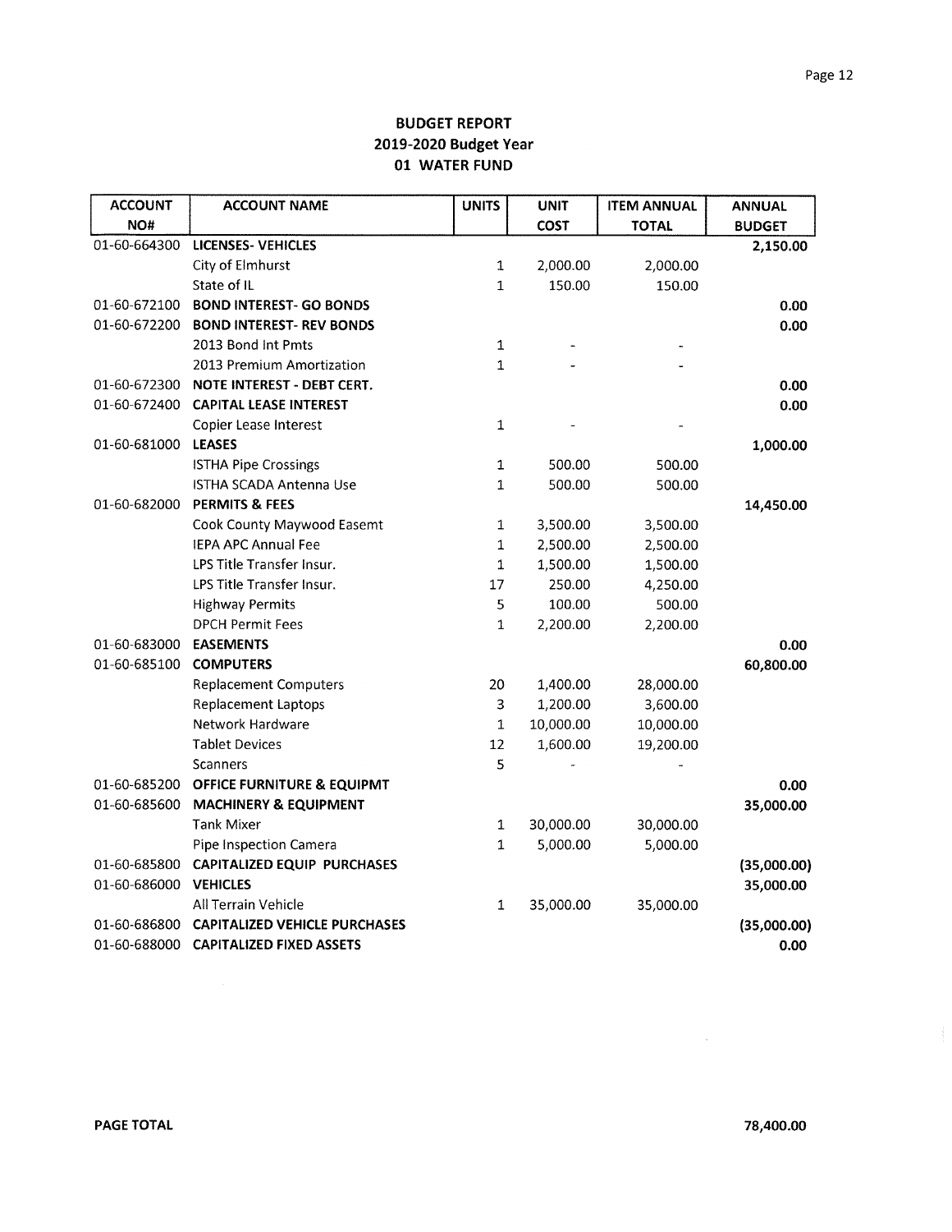# BUDGET REPORT
## 2019-2020 Budget Year
## 01 WATER FUND

| ACCOUNT NO# | ACCOUNT NAME | UNITS | UNIT COST | ITEM ANNUAL TOTAL | ANNUAL BUDGET |
|---|---|---|---|---|---|
| 01-60-664300 | **LICENSES- VEHICLES** | | | | 2,150.00 |
| | City of Elmhurst | 1 | 2,000.00 | 2,000.00 | |
| | State of IL | 1 | 150.00 | 150.00 | |
| 01-60-672100 | **BOND INTEREST- GO BONDS** | | | | 0.00 |
| 01-60-672200 | **BOND INTEREST- REV BONDS** | | | | 0.00 |
| | 2013 Bond Int Pmts | 1 | - | - | |
| | 2013 Premium Amortization | 1 | - | - | |
| 01-60-672300 | **NOTE INTEREST - DEBT CERT.** | | | | 0.00 |
| 01-60-672400 | **CAPITAL LEASE INTEREST** | | | | 0.00 |
| | Copier Lease Interest | 1 | - | - | |
| 01-60-681000 | **LEASES** | | | | 1,000.00 |
| | ISTHA Pipe Crossings | 1 | 500.00 | 500.00 | |
| | ISTHA SCADA Antenna Use | 1 | 500.00 | 500.00 | |
| 01-60-682000 | **PERMITS & FEES** | | | | 14,450.00 |
| | Cook County Maywood Easemt | 1 | 3,500.00 | 3,500.00 | |
| | IEPA APC Annual Fee | 1 | 2,500.00 | 2,500.00 | |
| | LPS Title Transfer Insur. | 1 | 1,500.00 | 1,500.00 | |
| | LPS Title Transfer Insur. | 17 | 250.00 | 4,250.00 | |
| | Highway Permits | 5 | 100.00 | 500.00 | |
| | DPCH Permit Fees | 1 | 2,200.00 | 2,200.00 | |
| 01-60-683000 | **EASEMENTS** | | | | 0.00 |
| 01-60-685100 | **COMPUTERS** | | | | 60,800.00 |
| | Replacement Computers | 20 | 1,400.00 | 28,000.00 | |
| | Replacement Laptops | 3 | 1,200.00 | 3,600.00 | |
| | Network Hardware | 1 | 10,000.00 | 10,000.00 | |
| | Tablet Devices | 12 | 1,600.00 | 19,200.00 | |
| | Scanners | 5 | - | - | |
| 01-60-685200 | **OFFICE FURNITURE & EQUIPMT** | | | | 0.00 |
| 01-60-685600 | **MACHINERY & EQUIPMENT** | | | | 35,000.00 |
| | Tank Mixer | 1 | 30,000.00 | 30,000.00 | |
| | Pipe Inspection Camera | 1 | 5,000.00 | 5,000.00 | |
| 01-60-685800 | **CAPITALIZED EQUIP PURCHASES** | | | | (35,000.00) |
| 01-60-686000 | **VEHICLES** | | | | 35,000.00 |
| | All Terrain Vehicle | 1 | 35,000.00 | 35,000.00 | |
| 01-60-686800 | **CAPITALIZED VEHICLE PURCHASES** | | | | (35,000.00) |
| 01-60-688000 | **CAPITALIZED FIXED ASSETS** | | | | 0.00 |

**PAGE TOTAL** 78,400.00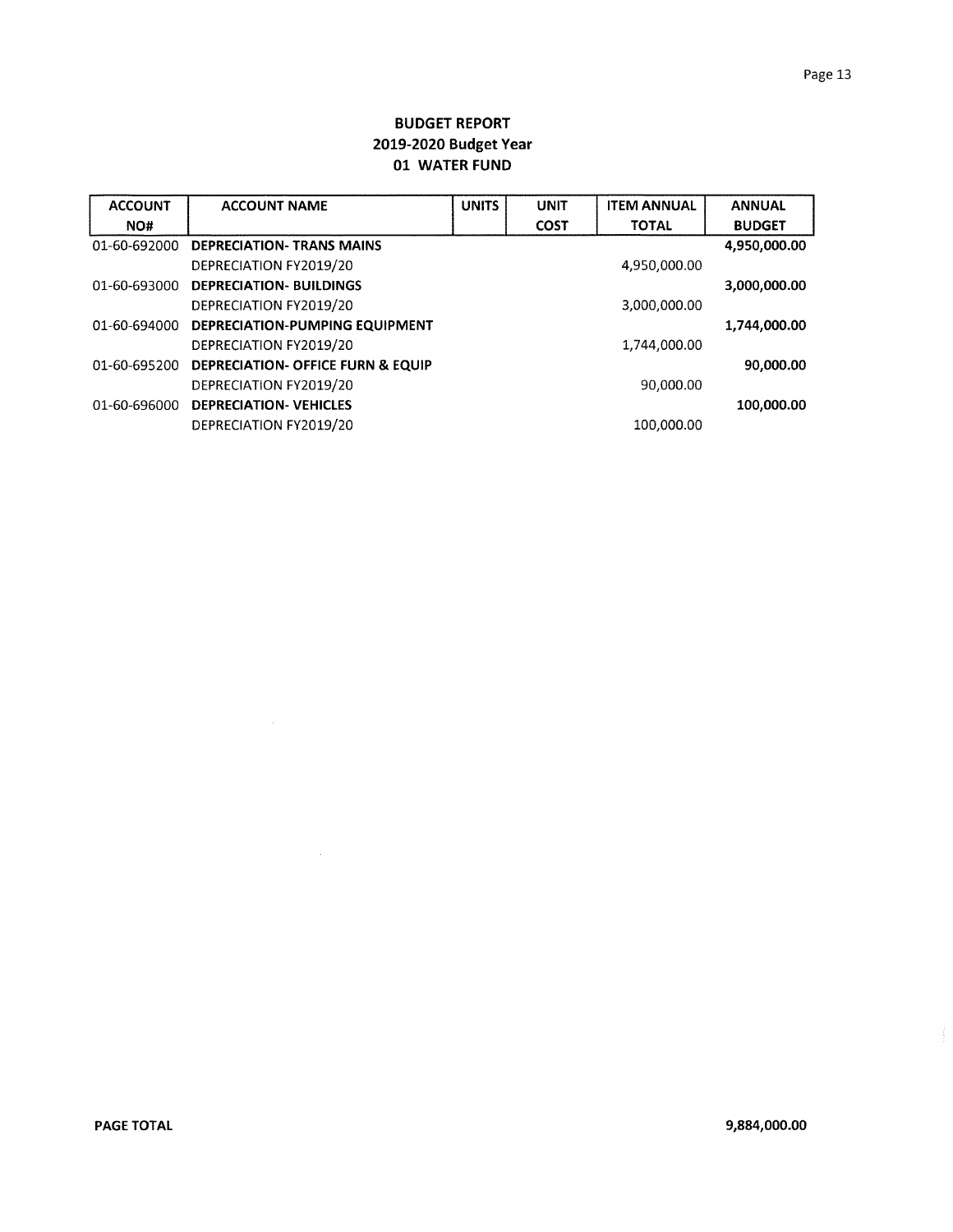# BUDGET REPORT
## 2019-2020 Budget Year
## 01 WATER FUND

| ACCOUNT NO# | ACCOUNT NAME | UNITS | UNIT COST | ITEM ANNUAL TOTAL | ANNUAL BUDGET |
|---|---|---|---|---|---|
| 01-60-692000 | **DEPRECIATION- TRANS MAINS** | | | | **4,950,000.00** |
| | DEPRECIATION FY2019/20 | | | 4,950,000.00 | |
| 01-60-693000 | **DEPRECIATION- BUILDINGS** | | | | **3,000,000.00** |
| | DEPRECIATION FY2019/20 | | | 3,000,000.00 | |
| 01-60-694000 | **DEPRECIATION-PUMPING EQUIPMENT** | | | | **1,744,000.00** |
| | DEPRECIATION FY2019/20 | | | 1,744,000.00 | |
| 01-60-695200 | **DEPRECIATION- OFFICE FURN & EQUIP** | | | | **90,000.00** |
| | DEPRECIATION FY2019/20 | | | 90,000.00 | |
| 01-60-696000 | **DEPRECIATION- VEHICLES** | | | | **100,000.00** |
| | DEPRECIATION FY2019/20 | | | 100,000.00 | |

**PAGE TOTAL** **9,884,000.00**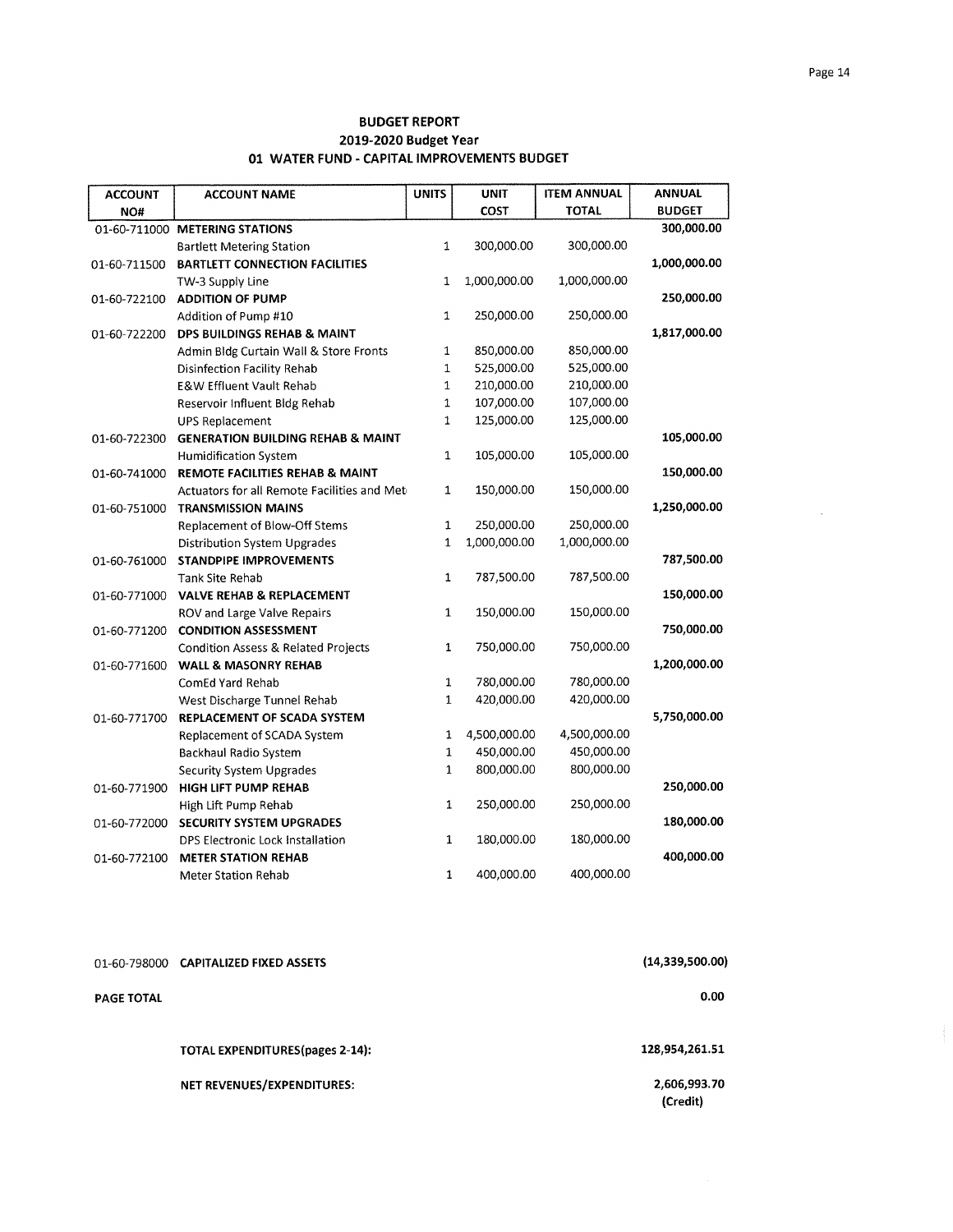## BUDGET REPORT
## 2019-2020 Budget Year
## 01 WATER FUND - CAPITAL IMPROVEMENTS BUDGET

| ACCOUNT NO# | ACCOUNT NAME | UNITS | UNIT COST | ITEM ANNUAL TOTAL | ANNUAL BUDGET |
|---|---|---|---|---|---|
| 01-60-711000 | **METERING STATIONS** | | | | 300,000.00 |
| | Bartlett Metering Station | 1 | 300,000.00 | 300,000.00 | |
| 01-60-711500 | **BARTLETT CONNECTION FACILITIES** | | | | 1,000,000.00 |
| | TW-3 Supply Line | 1 | 1,000,000.00 | 1,000,000.00 | |
| 01-60-722100 | **ADDITION OF PUMP** | | | | 250,000.00 |
| | Addition of Pump #10 | 1 | 250,000.00 | 250,000.00 | |
| 01-60-722200 | **DPS BUILDINGS REHAB & MAINT** | | | | 1,817,000.00 |
| | Admin Bldg Curtain Wall & Store Fronts | 1 | 850,000.00 | 850,000.00 | |
| | Disinfection Facility Rehab | 1 | 525,000.00 | 525,000.00 | |
| | E&W Effluent Vault Rehab | 1 | 210,000.00 | 210,000.00 | |
| | Reservoir Influent Bldg Rehab | 1 | 107,000.00 | 107,000.00 | |
| | UPS Replacement | 1 | 125,000.00 | 125,000.00 | |
| 01-60-722300 | **GENERATION BUILDING REHAB & MAINT** | | | | 105,000.00 |
| | Humidification System | 1 | 105,000.00 | 105,000.00 | |
| 01-60-741000 | **REMOTE FACILITIES REHAB & MAINT** | | | | 150,000.00 |
| | Actuators for all Remote Facilities and Met | 1 | 150,000.00 | 150,000.00 | |
| 01-60-751000 | **TRANSMISSION MAINS** | | | | 1,250,000.00 |
| | Replacement of Blow-Off Stems | 1 | 250,000.00 | 250,000.00 | |
| | Distribution System Upgrades | 1 | 1,000,000.00 | 1,000,000.00 | |
| 01-60-761000 | **STANDPIPE IMPROVEMENTS** | | | | 787,500.00 |
| | Tank Site Rehab | 1 | 787,500.00 | 787,500.00 | |
| 01-60-771000 | **VALVE REHAB & REPLACEMENT** | | | | 150,000.00 |
| | ROV and Large Valve Repairs | 1 | 150,000.00 | 150,000.00 | |
| 01-60-771200 | **CONDITION ASSESSMENT** | | | | 750,000.00 |
| | Condition Assess & Related Projects | 1 | 750,000.00 | 750,000.00 | |
| 01-60-771600 | **WALL & MASONRY REHAB** | | | | 1,200,000.00 |
| | ComEd Yard Rehab | 1 | 780,000.00 | 780,000.00 | |
| | West Discharge Tunnel Rehab | 1 | 420,000.00 | 420,000.00 | |
| 01-60-771700 | **REPLACEMENT OF SCADA SYSTEM** | | | | 5,750,000.00 |
| | Replacement of SCADA System | 1 | 4,500,000.00 | 4,500,000.00 | |
| | Backhaul Radio System | 1 | 450,000.00 | 450,000.00 | |
| | Security System Upgrades | 1 | 800,000.00 | 800,000.00 | |
| 01-60-771900 | **HIGH LIFT PUMP REHAB** | | | | 250,000.00 |
| | High Lift Pump Rehab | 1 | 250,000.00 | 250,000.00 | |
| 01-60-772000 | **SECURITY SYSTEM UPGRADES** | | | | 180,000.00 |
| | DPS Electronic Lock Installation | 1 | 180,000.00 | 180,000.00 | |
| 01-60-772100 | **METER STATION REHAB** | | | | 400,000.00 |
| | Meter Station Rehab | 1 | 400,000.00 | 400,000.00 | |
| 01-60-798000 | **CAPITALIZED FIXED ASSETS** | | | | (14,339,500.00) |
| **PAGE TOTAL** | | | | | 0.00 |
| | **TOTAL EXPENDITURES(pages 2-14):** | | | | 128,954,261.51 |
| | **NET REVENUES/EXPENDITURES:** | | | | 2,606,993.70 (Credit) |